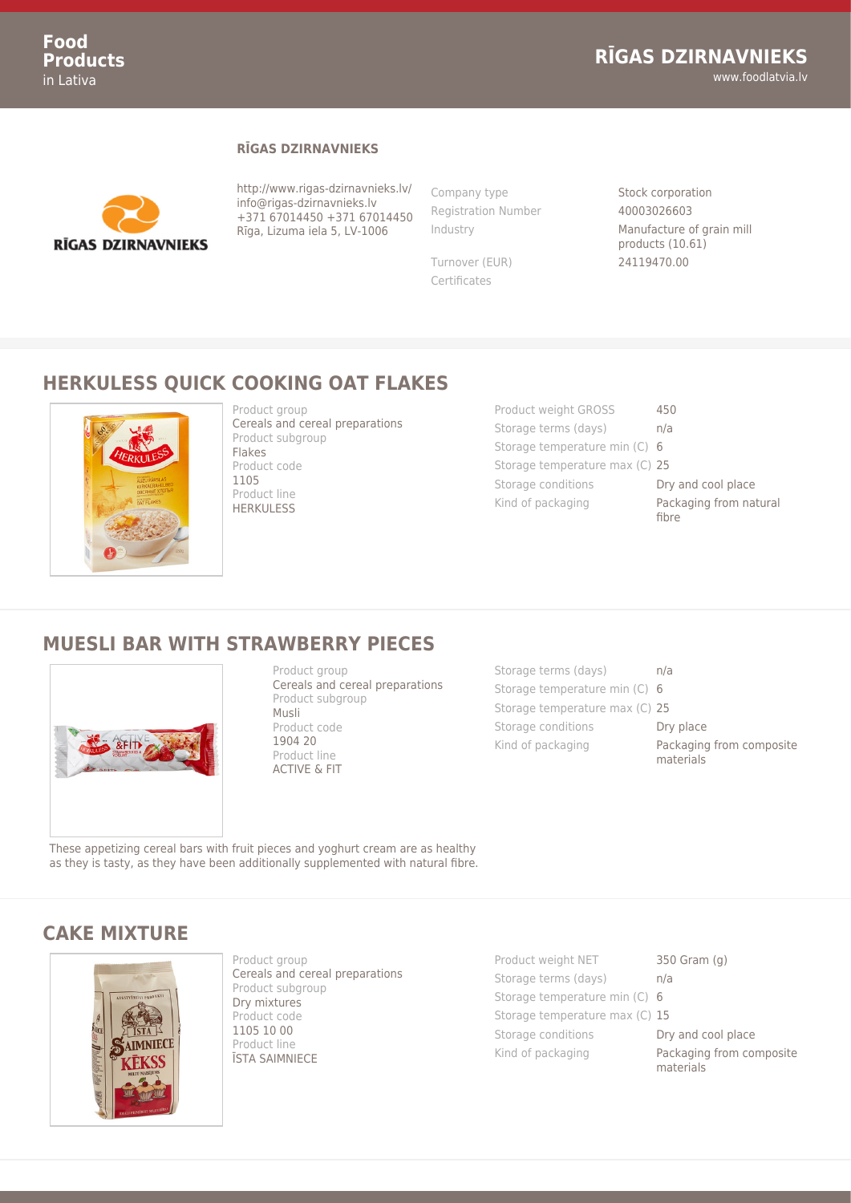## RĪGAS DZIRNAVNIEKS

http://www.rigas-dzirnavnieks.lv/
info@rigas-dzirnavnieks.lv
+371 67014450 +371 67014450
Rīga, Lizuma iela 5, LV-1006

| | |
|---|---|
| Company type | Stock corporation |
| Registration Number | 40003026603 |
| Industry | Manufacture of grain mill products (10.61) |
| Turnover (EUR) | 24119470.00 |
| Certificates | |

## HERKULESS QUICK COOKING OAT FLAKES

Product group
Cereals and cereal preparations
Product subgroup
Flakes
Product code
1105
Product line
HERKULESS

| | |
|---|---|
| Product weight GROSS | 450 |
| Storage terms (days) | n/a |
| Storage temperature min (C) | 6 |
| Storage temperature max (C) | 25 |
| Storage conditions | Dry and cool place |
| Kind of packaging | Packaging from natural fibre |

## MUESLI BAR WITH STRAWBERRY PIECES

Product group
Cereals and cereal preparations
Product subgroup
Musli
Product code
1904 20
Product line
ACTIVE & FIT

| | |
|---|---|
| Storage terms (days) | n/a |
| Storage temperature min (C) | 6 |
| Storage temperature max (C) | 25 |
| Storage conditions | Dry place |
| Kind of packaging | Packaging from composite materials |

These appetizing cereal bars with fruit pieces and yoghurt cream are as healthy as they is tasty, as they have been additionally supplemented with natural fibre.

## CAKE MIXTURE

Product group
Cereals and cereal preparations
Product subgroup
Dry mixtures
Product code
1105 10 00
Product line
ĪSTA SAIMNIECE

| | |
|---|---|
| Product weight NET | 350 Gram (g) |
| Storage terms (days) | n/a |
| Storage temperature min (C) | 6 |
| Storage temperature max (C) | 15 |
| Storage conditions | Dry and cool place |
| Kind of packaging | Packaging from composite materials |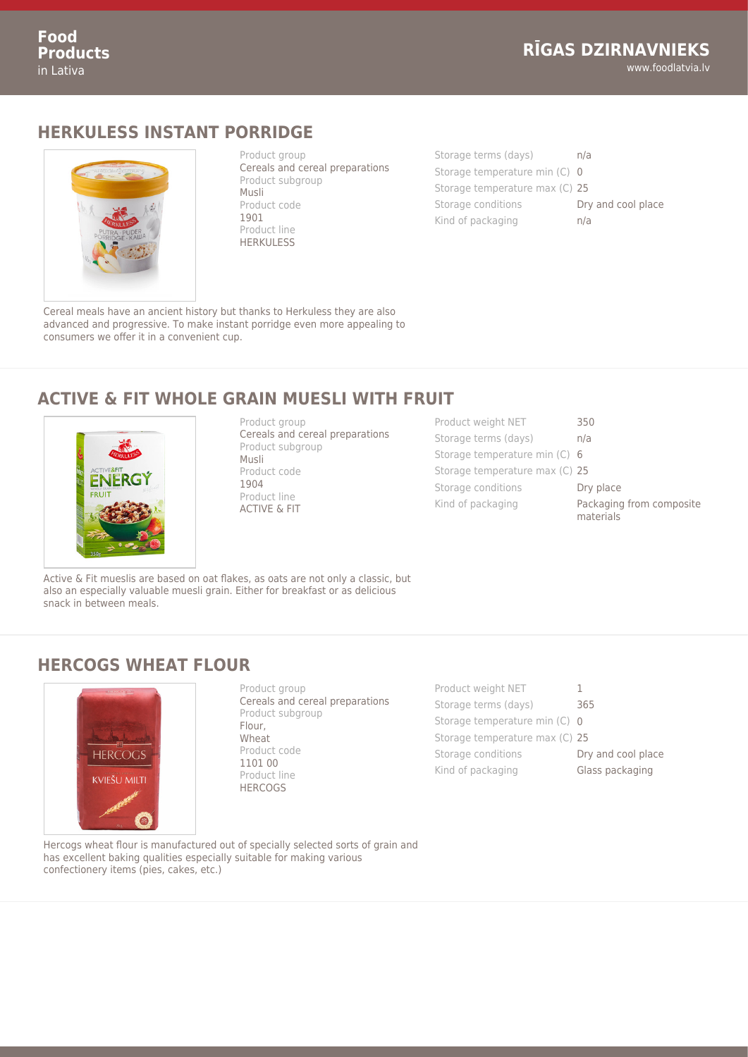## HERKULESS INSTANT PORRIDGE

| | |
|---|---|
| Product group | Cereals and cereal preparations |
| Product subgroup | Musli |
| Product code | 1901 |
| Product line | HERKULESS |

| | |
|---|---|
| Storage terms (days) | n/a |
| Storage temperature min (C) | 0 |
| Storage temperature max (C) | 25 |
| Storage conditions | Dry and cool place |
| Kind of packaging | n/a |

Cereal meals have an ancient history but thanks to Herkuless they are also advanced and progressive. To make instant porridge even more appealing to consumers we offer it in a convenient cup.

## ACTIVE & FIT WHOLE GRAIN MUESLI WITH FRUIT

| | |
|---|---|
| Product group | Cereals and cereal preparations |
| Product subgroup | Musli |
| Product code | 1904 |
| Product line | ACTIVE & FIT |

| | |
|---|---|
| Product weight NET | 350 |
| Storage terms (days) | n/a |
| Storage temperature min (C) | 6 |
| Storage temperature max (C) | 25 |
| Storage conditions | Dry place |
| Kind of packaging | Packaging from composite materials |

Active & Fit mueslis are based on oat flakes, as oats are not only a classic, but also an especially valuable muesli grain. Either for breakfast or as delicious snack in between meals.

## HERCOGS WHEAT FLOUR

| | |
|---|---|
| Product group | Cereals and cereal preparations |
| Product subgroup | Flour, Wheat |
| Product code | 1101 00 |
| Product line | HERCOGS |

| | |
|---|---|
| Product weight NET | 1 |
| Storage terms (days) | 365 |
| Storage temperature min (C) | 0 |
| Storage temperature max (C) | 25 |
| Storage conditions | Dry and cool place |
| Kind of packaging | Glass packaging |

Hercogs wheat flour is manufactured out of specially selected sorts of grain and has excellent baking qualities especially suitable for making various confectionery items (pies, cakes, etc.)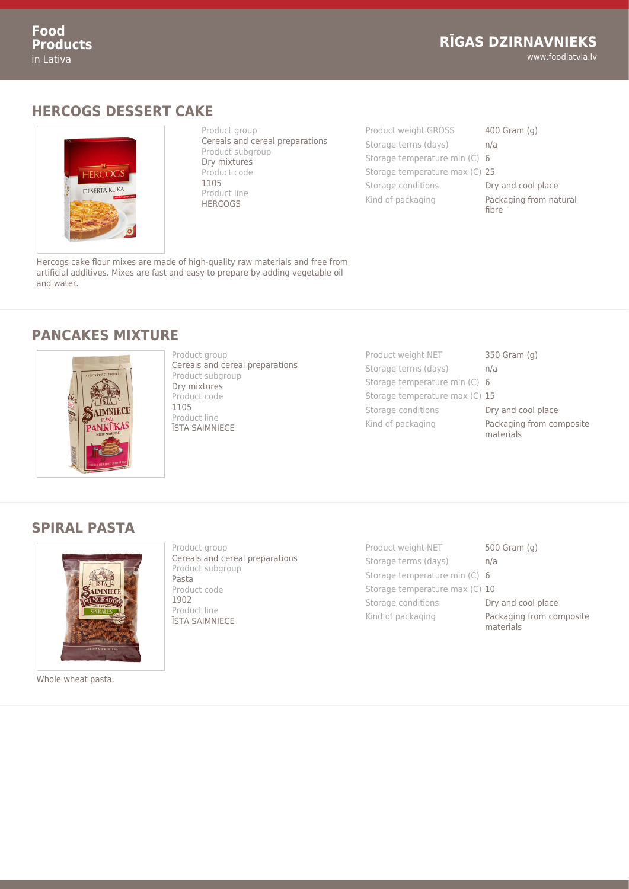## HERCOGS DESSERT CAKE

Product group
Cereals and cereal preparations
Product subgroup
Dry mixtures
Product code
1105
Product line
HERCOGS

| | |
|---|---|
| Product weight GROSS | 400 Gram (g) |
| Storage terms (days) | n/a |
| Storage temperature min (C) | 6 |
| Storage temperature max (C) | 25 |
| Storage conditions | Dry and cool place |
| Kind of packaging | Packaging from natural fibre |

Hercogs cake flour mixes are made of high-quality raw materials and free from artificial additives. Mixes are fast and easy to prepare by adding vegetable oil and water.

## PANCAKES MIXTURE

Product group
Cereals and cereal preparations
Product subgroup
Dry mixtures
Product code
1105
Product line
ĪSTA SAIMNIECE

| | |
|---|---|
| Product weight NET | 350 Gram (g) |
| Storage terms (days) | n/a |
| Storage temperature min (C) | 6 |
| Storage temperature max (C) | 15 |
| Storage conditions | Dry and cool place |
| Kind of packaging | Packaging from composite materials |

## SPIRAL PASTA

Product group
Cereals and cereal preparations
Product subgroup
Pasta
Product code
1902
Product line
ĪSTA SAIMNIECE

| | |
|---|---|
| Product weight NET | 500 Gram (g) |
| Storage terms (days) | n/a |
| Storage temperature min (C) | 6 |
| Storage temperature max (C) | 10 |
| Storage conditions | Dry and cool place |
| Kind of packaging | Packaging from composite materials |

Whole wheat pasta.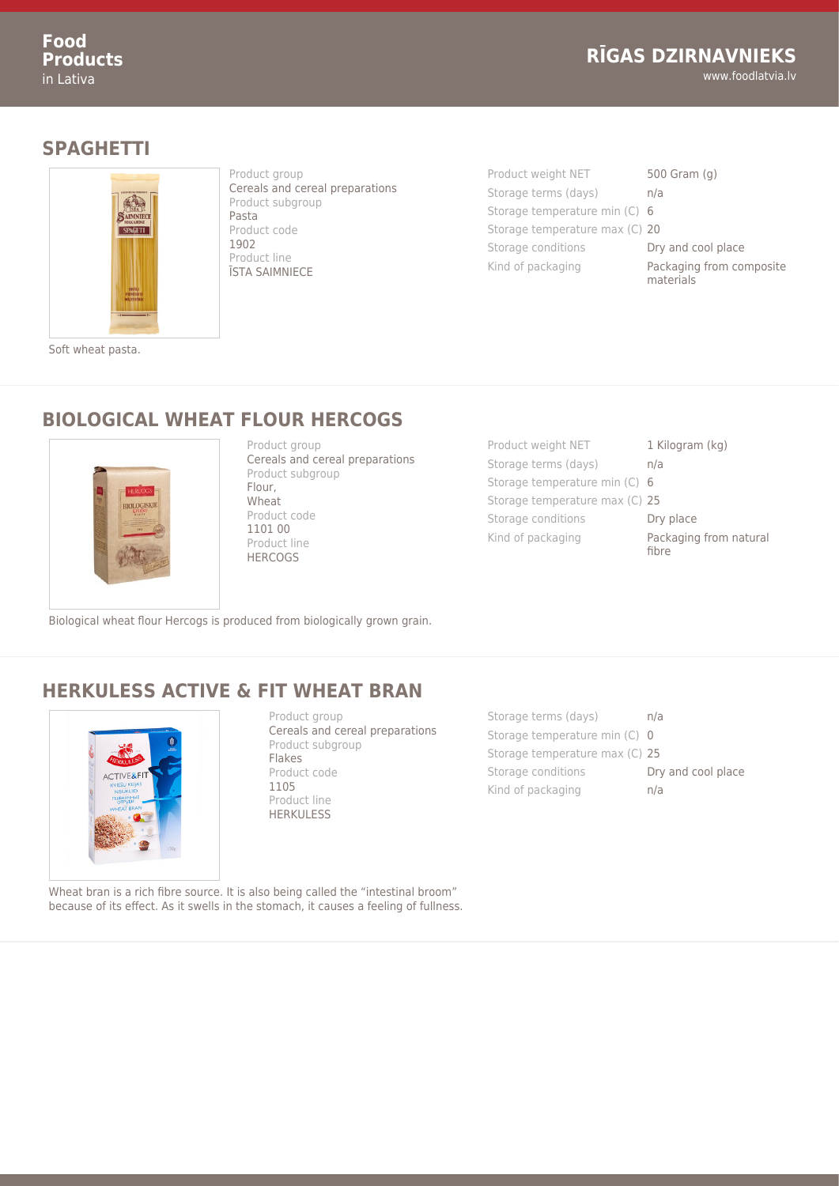## SPAGHETTI

| | |
|---|---|
| Product group | Cereals and cereal preparations |
| Product subgroup | Pasta |
| Product code | 1902 |
| Product line | ĪSTA SAIMNIECE |

| | |
|---|---|
| Product weight NET | 500 Gram (g) |
| Storage terms (days) | n/a |
| Storage temperature min (C) | 6 |
| Storage temperature max (C) | 20 |
| Storage conditions | Dry and cool place |
| Kind of packaging | Packaging from composite materials |

Soft wheat pasta.

## BIOLOGICAL WHEAT FLOUR HERCOGS

| | |
|---|---|
| Product group | Cereals and cereal preparations |
| Product subgroup | Flour, Wheat |
| Product code | 1101 00 |
| Product line | HERCOGS |

| | |
|---|---|
| Product weight NET | 1 Kilogram (kg) |
| Storage terms (days) | n/a |
| Storage temperature min (C) | 6 |
| Storage temperature max (C) | 25 |
| Storage conditions | Dry place |
| Kind of packaging | Packaging from natural fibre |

Biological wheat flour Hercogs is produced from biologically grown grain.

## HERKULESS ACTIVE & FIT WHEAT BRAN

| | |
|---|---|
| Product group | Cereals and cereal preparations |
| Product subgroup | Flakes |
| Product code | 1105 |
| Product line | HERKULESS |

| | |
|---|---|
| Storage terms (days) | n/a |
| Storage temperature min (C) | 0 |
| Storage temperature max (C) | 25 |
| Storage conditions | Dry and cool place |
| Kind of packaging | n/a |

Wheat bran is a rich fibre source. It is also being called the "intestinal broom" because of its effect. As it swells in the stomach, it causes a feeling of fullness.